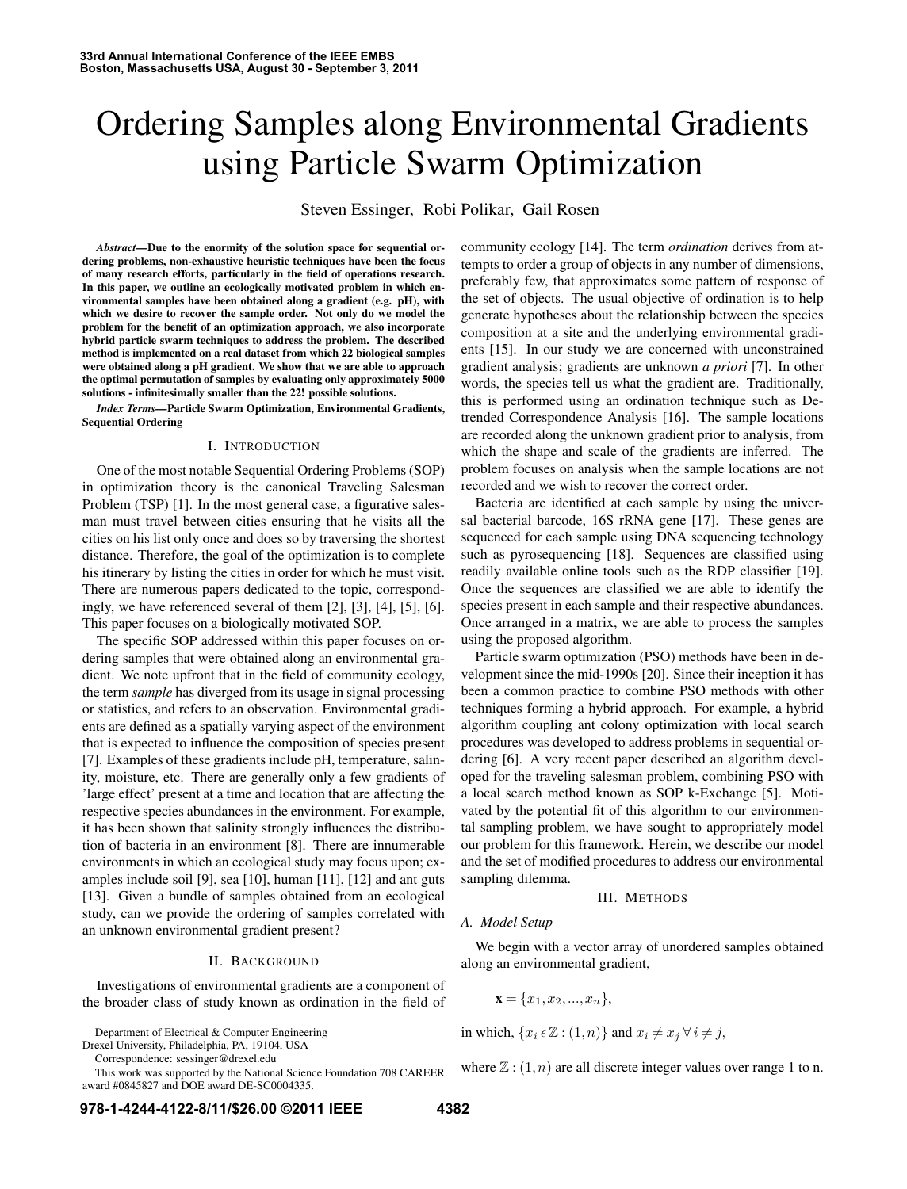# Ordering Samples along Environmental Gradients using Particle Swarm Optimization

Steven Essinger, Robi Polikar, Gail Rosen

***Abstract*—Due to the enormity of the solution space for sequential ordering problems, non-exhaustive heuristic techniques have been the focus of many research efforts, particularly in the field of operations research. In this paper, we outline an ecologically motivated problem in which environmental samples have been obtained along a gradient (e.g. pH), with which we desire to recover the sample order. Not only do we model the problem for the benefit of an optimization approach, we also incorporate hybrid particle swarm techniques to address the problem. The described method is implemented on a real dataset from which 22 biological samples were obtained along a pH gradient. We show that we are able to approach the optimal permutation of samples by evaluating only approximately 5000 solutions - infinitesimally smaller than the 22! possible solutions.**

***Index Terms*—Particle Swarm Optimization, Environmental Gradients, Sequential Ordering**

## I. Introduction

One of the most notable Sequential Ordering Problems (SOP) in optimization theory is the canonical Traveling Salesman Problem (TSP) [1]. In the most general case, a figurative salesman must travel between cities ensuring that he visits all the cities on his list only once and does so by traversing the shortest distance. Therefore, the goal of the optimization is to complete his itinerary by listing the cities in order for which he must visit. There are numerous papers dedicated to the topic, correspondingly, we have referenced several of them [2], [3], [4], [5], [6]. This paper focuses on a biologically motivated SOP.

The specific SOP addressed within this paper focuses on ordering samples that were obtained along an environmental gradient. We note upfront that in the field of community ecology, the term *sample* has diverged from its usage in signal processing or statistics, and refers to an observation. Environmental gradients are defined as a spatially varying aspect of the environment that is expected to influence the composition of species present [7]. Examples of these gradients include pH, temperature, salinity, moisture, etc. There are generally only a few gradients of 'large effect' present at a time and location that are affecting the respective species abundances in the environment. For example, it has been shown that salinity strongly influences the distribution of bacteria in an environment [8]. There are innumerable environments in which an ecological study may focus upon; examples include soil [9], sea [10], human [11], [12] and ant guts [13]. Given a bundle of samples obtained from an ecological study, can we provide the ordering of samples correlated with an unknown environmental gradient present?

## II. Background

Investigations of environmental gradients are a component of the broader class of study known as ordination in the field of community ecology [14]. The term *ordination* derives from attempts to order a group of objects in any number of dimensions, preferably few, that approximates some pattern of response of the set of objects. The usual objective of ordination is to help generate hypotheses about the relationship between the species composition at a site and the underlying environmental gradients [15]. In our study we are concerned with unconstrained gradient analysis; gradients are unknown *a priori* [7]. In other words, the species tell us what the gradient are. Traditionally, this is performed using an ordination technique such as Detrended Correspondence Analysis [16]. The sample locations are recorded along the unknown gradient prior to analysis, from which the shape and scale of the gradients are inferred. The problem focuses on analysis when the sample locations are not recorded and we wish to recover the correct order.

Bacteria are identified at each sample by using the universal bacterial barcode, 16S rRNA gene [17]. These genes are sequenced for each sample using DNA sequencing technology such as pyrosequencing [18]. Sequences are classified using readily available online tools such as the RDP classifier [19]. Once the sequences are classified we are able to identify the species present in each sample and their respective abundances. Once arranged in a matrix, we are able to process the samples using the proposed algorithm.

Particle swarm optimization (PSO) methods have been in development since the mid-1990s [20]. Since their inception it has been a common practice to combine PSO methods with other techniques forming a hybrid approach. For example, a hybrid algorithm coupling ant colony optimization with local search procedures was developed to address problems in sequential ordering [6]. A very recent paper described an algorithm developed for the traveling salesman problem, combining PSO with a local search method known as SOP k-Exchange [5]. Motivated by the potential fit of this algorithm to our environmental sampling problem, we have sought to appropriately model our problem for this framework. Herein, we describe our model and the set of modified procedures to address our environmental sampling dilemma.

## III. Methods

### A. Model Setup

We begin with a vector array of unordered samples obtained along an environmental gradient,

$$\mathbf{x} = \{x_1, x_2, ..., x_n\},$$

in which, $\{x_i \in \mathbb{Z} : (1, n)\}$ and $x_i \neq x_j \; \forall \, i \neq j$,

where $\mathbb{Z} : (1, n)$ are all discrete integer values over range 1 to n.

Department of Electrical & Computer Engineering Drexel University, Philadelphia, PA, 19104, USA

Correspondence: sessinger@drexel.edu

This work was supported by the National Science Foundation 708 CAREER award #0845827 and DOE award DE-SC0004335.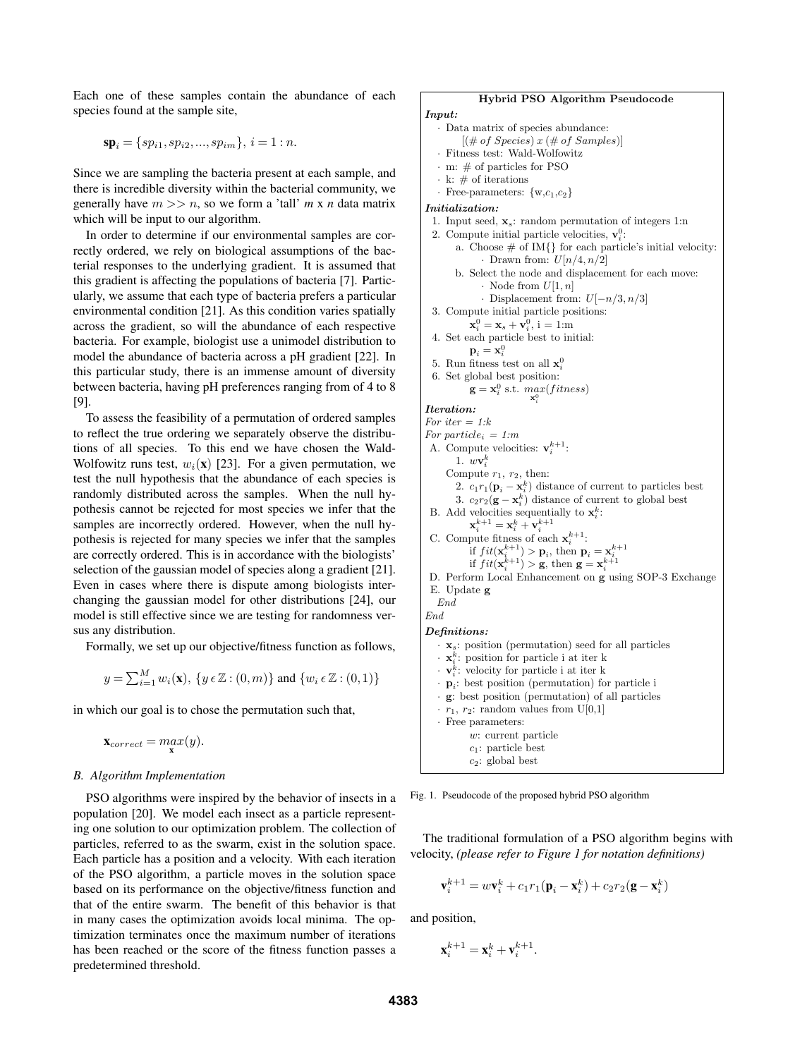Each one of these samples contain the abundance of each species found at the sample site,

$$\mathbf{sp}_i = \{sp_{i1}, sp_{i2}, ..., sp_{im}\},\ i = 1 : n.$$

Since we are sampling the bacteria present at each sample, and there is incredible diversity within the bacterial community, we generally have $m >> n$, so we form a 'tall' *m* x *n* data matrix which will be input to our algorithm.

In order to determine if our environmental samples are correctly ordered, we rely on biological assumptions of the bacterial responses to the underlying gradient. It is assumed that this gradient is affecting the populations of bacteria [7]. Particularly, we assume that each type of bacteria prefers a particular environmental condition [21]. As this condition varies spatially across the gradient, so will the abundance of each respective bacteria. For example, biologist use a unimodel distribution to model the abundance of bacteria across a pH gradient [22]. In this particular study, there is an immense amount of diversity between bacteria, having pH preferences ranging from of 4 to 8 [9].

To assess the feasibility of a permutation of ordered samples to reflect the true ordering we separately observe the distributions of all species. To this end we have chosen the Wald-Wolfowitz runs test, $w_i(\mathbf{x})$ [23]. For a given permutation, we test the null hypothesis that the abundance of each species is randomly distributed across the samples. When the null hypothesis cannot be rejected for most species we infer that the samples are incorrectly ordered. However, when the null hypothesis is rejected for many species we infer that the samples are correctly ordered. This is in accordance with the biologists' selection of the gaussian model of species along a gradient [21]. Even in cases where there is dispute among biologists interchanging the gaussian model for other distributions [24], our model is still effective since we are testing for randomness versus any distribution.

Formally, we set up our objective/fitness function as follows,

$$y = \sum_{i=1}^{M} w_i(\mathbf{x}),\ \{y \,\epsilon\, \mathbb{Z} : (0, m)\} \text{ and } \{w_i \,\epsilon\, \mathbb{Z} : (0, 1)\}$$

in which our goal is to chose the permutation such that,

$$\mathbf{x}_{correct} = \max_{\mathbf{x}}(y).$$

### B. Algorithm Implementation

PSO algorithms were inspired by the behavior of insects in a population [20]. We model each insect as a particle representing one solution to our optimization problem. The collection of particles, referred to as the swarm, exist in the solution space. Each particle has a position and a velocity. With each iteration of the PSO algorithm, a particle moves in the solution space based on its performance on the objective/fitness function and that of the entire swarm. The benefit of this behavior is that in many cases the optimization avoids local minima. The optimization terminates once the maximum number of iterations has been reached or the score of the fitness function passes a predetermined threshold.

**Hybrid PSO Algorithm Pseudocode**

***Input:***

- Data matrix of species abundance: $[(\#\ of\ Species)\ x\ (\#\ of\ Samples)]$
- Fitness test: Wald-Wolfowitz
- m: # of particles for PSO
- k: # of iterations
- Free-parameters: {w,$c_1$,$c_2$}

***Initialization:***

1. Input seed, $\mathbf{x}_s$: random permutation of integers 1:n
2. Compute initial particle velocities, $\mathbf{v}_i^0$:
   a. Choose # of IM{} for each particle's initial velocity:
      - Drawn from: $U[n/4, n/2]$
   b. Select the node and displacement for each move:
      - Node from $U[1, n]$
      - Displacement from: $U[-n/3, n/3]$
3. Compute initial particle positions: $\mathbf{x}_i^0 = \mathbf{x}_s + \mathbf{v}_i^0$, i = 1:m
4. Set each particle best to initial: $\mathbf{p}_i = \mathbf{x}_i^0$
5. Run fitness test on all $\mathbf{x}_i^0$
6. Set global best position: $\mathbf{g} = \mathbf{x}_i^0$ s.t. $\max_{\mathbf{x}_i^0}(fitness)$

***Iteration:***

*For iter = 1:k*
*For particle$_i$ = 1:m*

A. Compute velocities: $\mathbf{v}_i^{k+1}$:
   1. $w\mathbf{v}_i^k$
   Compute $r_1$, $r_2$, then:
   2. $c_1 r_1(\mathbf{p}_i - \mathbf{x}_i^k)$ distance of current to particles best
   3. $c_2 r_2(\mathbf{g} - \mathbf{x}_i^k)$ distance of current to global best
B. Add velocities sequentially to $\mathbf{x}_i^k$: $\mathbf{x}_i^{k+1} = \mathbf{x}_i^k + \mathbf{v}_i^{k+1}$
C. Compute fitness of each $\mathbf{x}_i^{k+1}$:
   if $fit(\mathbf{x}_i^{k+1}) > \mathbf{p}_i$, then $\mathbf{p}_i = \mathbf{x}_i^{k+1}$
   if $fit(\mathbf{x}_i^{k+1}) > \mathbf{g}$, then $\mathbf{g} = \mathbf{x}_i^{k+1}$
D. Perform Local Enhancement on $\mathbf{g}$ using SOP-3 Exchange
E. Update $\mathbf{g}$

*End*
*End*

***Definitions:***

- $\mathbf{x}_s$: position (permutation) seed for all particles
- $\mathbf{x}_i^k$: position for particle i at iter k
- $\mathbf{v}_i^k$: velocity for particle i at iter k
- $\mathbf{p}_i$: best position (permutation) for particle i
- $\mathbf{g}$: best position (permutation) of all particles
- $r_1$, $r_2$: random values from U[0,1]
- Free parameters:
  - $w$: current particle
  - $c_1$: particle best
  - $c_2$: global best

Fig. 1. Pseudocode of the proposed hybrid PSO algorithm

The traditional formulation of a PSO algorithm begins with velocity, *(please refer to Figure 1 for notation definitions)*

$$\mathbf{v}_i^{k+1} = w\mathbf{v}_i^k + c_1 r_1(\mathbf{p}_i - \mathbf{x}_i^k) + c_2 r_2(\mathbf{g} - \mathbf{x}_i^k)$$

and position,

$$\mathbf{x}_i^{k+1} = \mathbf{x}_i^k + \mathbf{v}_i^{k+1}.$$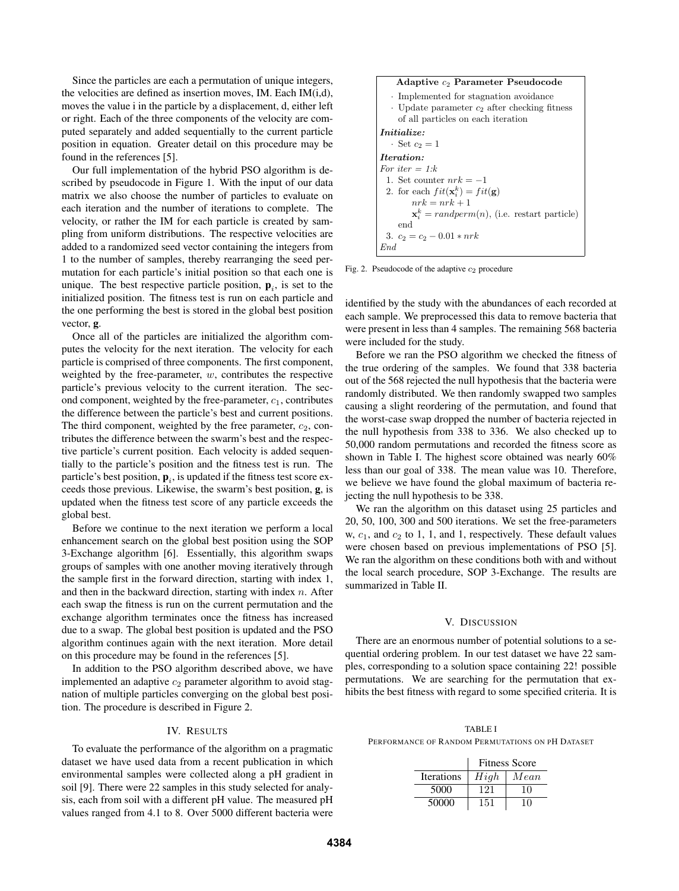Since the particles are each a permutation of unique integers, the velocities are defined as insertion moves, IM. Each IM(i,d), moves the value i in the particle by a displacement, d, either left or right. Each of the three components of the velocity are computed separately and added sequentially to the current particle position in equation. Greater detail on this procedure may be found in the references [5].

Our full implementation of the hybrid PSO algorithm is described by pseudocode in Figure 1. With the input of our data matrix we also choose the number of particles to evaluate on each iteration and the number of iterations to complete. The velocity, or rather the IM for each particle is created by sampling from uniform distributions. The respective velocities are added to a randomized seed vector containing the integers from 1 to the number of samples, thereby rearranging the seed permutation for each particle's initial position so that each one is unique. The best respective particle position, $\mathbf{p}_i$, is set to the initialized position. The fitness test is run on each particle and the one performing the best is stored in the global best position vector, $\mathbf{g}$.

Once all of the particles are initialized the algorithm computes the velocity for the next iteration. The velocity for each particle is comprised of three components. The first component, weighted by the free-parameter, $w$, contributes the respective particle's previous velocity to the current iteration. The second component, weighted by the free-parameter, $c_1$, contributes the difference between the particle's best and current positions. The third component, weighted by the free parameter, $c_2$, contributes the difference between the swarm's best and the respective particle's current position. Each velocity is added sequentially to the particle's position and the fitness test is run. The particle's best position, $\mathbf{p}_i$, is updated if the fitness test score exceeds those previous. Likewise, the swarm's best position, $\mathbf{g}$, is updated when the fitness test score of any particle exceeds the global best.

Before we continue to the next iteration we perform a local enhancement search on the global best position using the SOP 3-Exchange algorithm [6]. Essentially, this algorithm swaps groups of samples with one another moving iteratively through the sample first in the forward direction, starting with index 1, and then in the backward direction, starting with index $n$. After each swap the fitness is run on the current permutation and the exchange algorithm terminates once the fitness has increased due to a swap. The global best position is updated and the PSO algorithm continues again with the next iteration. More detail on this procedure may be found in the references [5].

In addition to the PSO algorithm described above, we have implemented an adaptive $c_2$ parameter algorithm to avoid stagnation of multiple particles converging on the global best position. The procedure is described in Figure 2.

**Adaptive $c_2$ Parameter Pseudocode**

- Implemented for stagnation avoidance
- Update parameter $c_2$ after checking fitness of all particles on each iteration

***Initialize:***

- Set $c_2 = 1$

***Iteration:***

*For iter = 1:k*

1. Set counter $nrk = -1$
2. for each $fit(\mathbf{x}_i^k) = fit(\mathbf{g})$
   $nrk = nrk + 1$
   $\mathbf{x}_i^k = randperm(n)$, (i.e. restart particle)
   end
3. $c_2 = c_2 - 0.01 * nrk$

*End*

Fig. 2. Pseudocode of the adaptive $c_2$ procedure

## IV. Results

To evaluate the performance of the algorithm on a pragmatic dataset we have used data from a recent publication in which environmental samples were collected along a pH gradient in soil [9]. There were 22 samples in this study selected for analysis, each from soil with a different pH value. The measured pH values ranged from 4.1 to 8. Over 5000 different bacteria were identified by the study with the abundances of each recorded at each sample. We preprocessed this data to remove bacteria that were present in less than 4 samples. The remaining 568 bacteria were included for the study.

Before we ran the PSO algorithm we checked the fitness of the true ordering of the samples. We found that 338 bacteria out of the 568 rejected the null hypothesis that the bacteria were randomly distributed. We then randomly swapped two samples causing a slight reordering of the permutation, and found that the worst-case swap dropped the number of bacteria rejected in the null hypothesis from 338 to 336. We also checked up to 50,000 random permutations and recorded the fitness score as shown in Table I. The highest score obtained was nearly 60% less than our goal of 338. The mean value was 10. Therefore, we believe we have found the global maximum of bacteria rejecting the null hypothesis to be 338.

We ran the algorithm on this dataset using 25 particles and 20, 50, 100, 300 and 500 iterations. We set the free-parameters w, $c_1$, and $c_2$ to 1, 1, and 1, respectively. These default values were chosen based on previous implementations of PSO [5]. We ran the algorithm on these conditions both with and without the local search procedure, SOP 3-Exchange. The results are summarized in Table II.

## V. Discussion

There are an enormous number of potential solutions to a sequential ordering problem. In our test dataset we have 22 samples, corresponding to a solution space containing 22! possible permutations. We are searching for the permutation that exhibits the best fitness with regard to some specified criteria. It is

TABLE I
Performance of Random Permutations on pH Dataset

| | Fitness Score | |
|---|---|---|
| Iterations | $High$ | $Mean$ |
| 5000 | 121 | 10 |
| 50000 | 151 | 10 |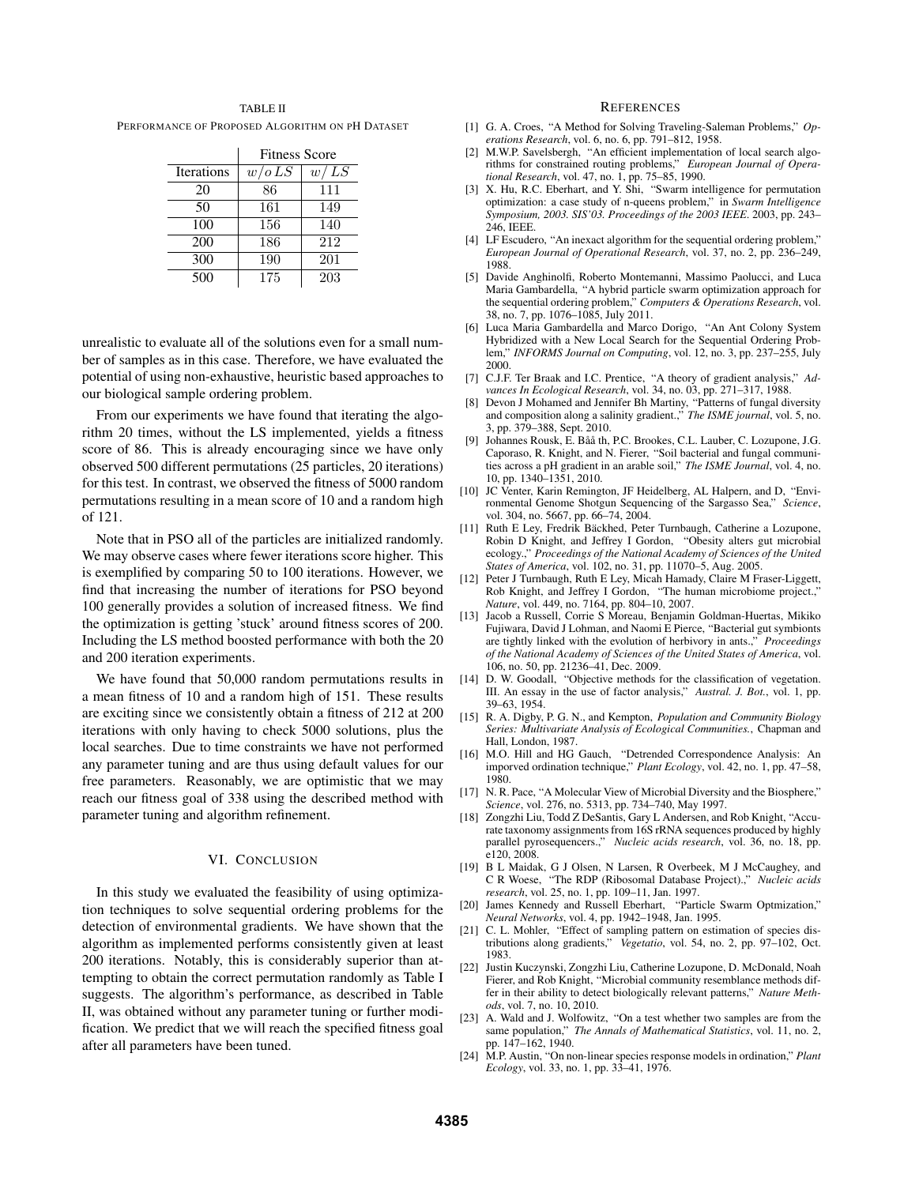TABLE II

PERFORMANCE OF PROPOSED ALGORITHM ON PH DATASET

| | Fitness Score | |
|---|---|---|
| Iterations | $w/o\,LS$ | $w/\,LS$ |
| 20 | 86 | 111 |
| 50 | 161 | 149 |
| 100 | 156 | 140 |
| 200 | 186 | 212 |
| 300 | 190 | 201 |
| 500 | 175 | 203 |

unrealistic to evaluate all of the solutions even for a small number of samples as in this case. Therefore, we have evaluated the potential of using non-exhaustive, heuristic based approaches to our biological sample ordering problem.

From our experiments we have found that iterating the algorithm 20 times, without the LS implemented, yields a fitness score of 86. This is already encouraging since we have only observed 500 different permutations (25 particles, 20 iterations) for this test. In contrast, we observed the fitness of 5000 random permutations resulting in a mean score of 10 and a random high of 121.

Note that in PSO all of the particles are initialized randomly. We may observe cases where fewer iterations score higher. This is exemplified by comparing 50 to 100 iterations. However, we find that increasing the number of iterations for PSO beyond 100 generally provides a solution of increased fitness. We find the optimization is getting 'stuck' around fitness scores of 200. Including the LS method boosted performance with both the 20 and 200 iteration experiments.

We have found that 50,000 random permutations results in a mean fitness of 10 and a random high of 151. These results are exciting since we consistently obtain a fitness of 212 at 200 iterations with only having to check 5000 solutions, plus the local searches. Due to time constraints we have not performed any parameter tuning and are thus using default values for our free parameters. Reasonably, we are optimistic that we may reach our fitness goal of 338 using the described method with parameter tuning and algorithm refinement.

## VI. CONCLUSION

In this study we evaluated the feasibility of using optimization techniques to solve sequential ordering problems for the detection of environmental gradients. We have shown that the algorithm as implemented performs consistently given at least 200 iterations. Notably, this is considerably superior than attempting to obtain the correct permutation randomly as Table I suggests. The algorithm's performance, as described in Table II, was obtained without any parameter tuning or further modification. We predict that we will reach the specified fitness goal after all parameters have been tuned.

## REFERENCES

[1] G. A. Croes, "A Method for Solving Traveling-Saleman Problems," *Operations Research*, vol. 6, no. 6, pp. 791–812, 1958.

[2] M.W.P. Savelsbergh, "An efficient implementation of local search algorithms for constrained routing problems," *European Journal of Operational Research*, vol. 47, no. 1, pp. 75–85, 1990.

[3] X. Hu, R.C. Eberhart, and Y. Shi, "Swarm intelligence for permutation optimization: a case study of n-queens problem," in *Swarm Intelligence Symposium, 2003. SIS'03. Proceedings of the 2003 IEEE*. 2003, pp. 243–246, IEEE.

[4] LF Escudero, "An inexact algorithm for the sequential ordering problem," *European Journal of Operational Research*, vol. 37, no. 2, pp. 236–249, 1988.

[5] Davide Anghinolfi, Roberto Montemanni, Massimo Paolucci, and Luca Maria Gambardella, "A hybrid particle swarm optimization approach for the sequential ordering problem," *Computers & Operations Research*, vol. 38, no. 7, pp. 1076–1085, July 2011.

[6] Luca Maria Gambardella and Marco Dorigo, "An Ant Colony System Hybridized with a New Local Search for the Sequential Ordering Problem," *INFORMS Journal on Computing*, vol. 12, no. 3, pp. 237–255, July 2000.

[7] C.J.F. Ter Braak and I.C. Prentice, "A theory of gradient analysis," *Advances In Ecological Research*, vol. 34, no. 03, pp. 271–317, 1988.

[8] Devon J Mohamed and Jennifer Bh Martiny, "Patterns of fungal diversity and composition along a salinity gradient.," *The ISME journal*, vol. 5, no. 3, pp. 379–388, Sept. 2010.

[9] Johannes Rousk, E. Bå å th, P.C. Brookes, C.L. Lauber, C. Lozupone, J.G. Caporaso, R. Knight, and N. Fierer, "Soil bacterial and fungal communities across a pH gradient in an arable soil," *The ISME Journal*, vol. 4, no. 10, pp. 1340–1351, 2010.

[10] JC Venter, Karin Remington, JF Heidelberg, AL Halpern, and D, "Environmental Genome Shotgun Sequencing of the Sargasso Sea," *Science*, vol. 304, no. 5667, pp. 66–74, 2004.

[11] Ruth E Ley, Fredrik Bäckhed, Peter Turnbaugh, Catherine a Lozupone, Robin D Knight, and Jeffrey I Gordon, "Obesity alters gut microbial ecology.," *Proceedings of the National Academy of Sciences of the United States of America*, vol. 102, no. 31, pp. 11070–5, Aug. 2005.

[12] Peter J Turnbaugh, Ruth E Ley, Micah Hamady, Claire M Fraser-Liggett, Rob Knight, and Jeffrey I Gordon, "The human microbiome project.," *Nature*, vol. 449, no. 7164, pp. 804–10, 2007.

[13] Jacob a Russell, Corrie S Moreau, Benjamin Goldman-Huertas, Mikiko Fujiwara, David J Lohman, and Naomi E Pierce, "Bacterial gut symbionts are tightly linked with the evolution of herbivory in ants.," *Proceedings of the National Academy of Sciences of the United States of America*, vol. 106, no. 50, pp. 21236–41, Dec. 2009.

[14] D. W. Goodall, "Objective methods for the classification of vegetation. III. An essay in the use of factor analysis," *Austral. J. Bot.*, vol. 1, pp. 39–63, 1954.

[15] R. A. Digby, P. G. N., and Kempton, *Population and Community Biology Series: Multivariate Analysis of Ecological Communities.*, Chapman and Hall, London, 1987.

[16] M.O. Hill and HG Gauch, "Detrended Correspondence Analysis: An imporved ordination technique," *Plant Ecology*, vol. 42, no. 1, pp. 47–58, 1980.

[17] N. R. Pace, "A Molecular View of Microbial Diversity and the Biosphere," *Science*, vol. 276, no. 5313, pp. 734–740, May 1997.

[18] Zongzhi Liu, Todd Z DeSantis, Gary L Andersen, and Rob Knight, "Accurate taxonomy assignments from 16S rRNA sequences produced by highly parallel pyrosequencers.," *Nucleic acids research*, vol. 36, no. 18, pp. e120, 2008.

[19] B L Maidak, G J Olsen, N Larsen, R Overbeek, M J McCaughey, and C R Woese, "The RDP (Ribosomal Database Project).," *Nucleic acids research*, vol. 25, no. 1, pp. 109–11, Jan. 1997.

[20] James Kennedy and Russell Eberhart, "Particle Swarm Optmization," *Neural Networks*, vol. 4, pp. 1942–1948, Jan. 1995.

[21] C. L. Mohler, "Effect of sampling pattern on estimation of species distributions along gradients," *Vegetatio*, vol. 54, no. 2, pp. 97–102, Oct. 1983.

[22] Justin Kuczynski, Zongzhi Liu, Catherine Lozupone, D. McDonald, Noah Fierer, and Rob Knight, "Microbial community resemblance methods differ in their ability to detect biologically relevant patterns," *Nature Methods*, vol. 7, no. 10, 2010.

[23] A. Wald and J. Wolfowitz, "On a test whether two samples are from the same population," *The Annals of Mathematical Statistics*, vol. 11, no. 2, pp. 147–162, 1940.

[24] M.P. Austin, "On non-linear species response models in ordination," *Plant Ecology*, vol. 33, no. 1, pp. 33–41, 1976.